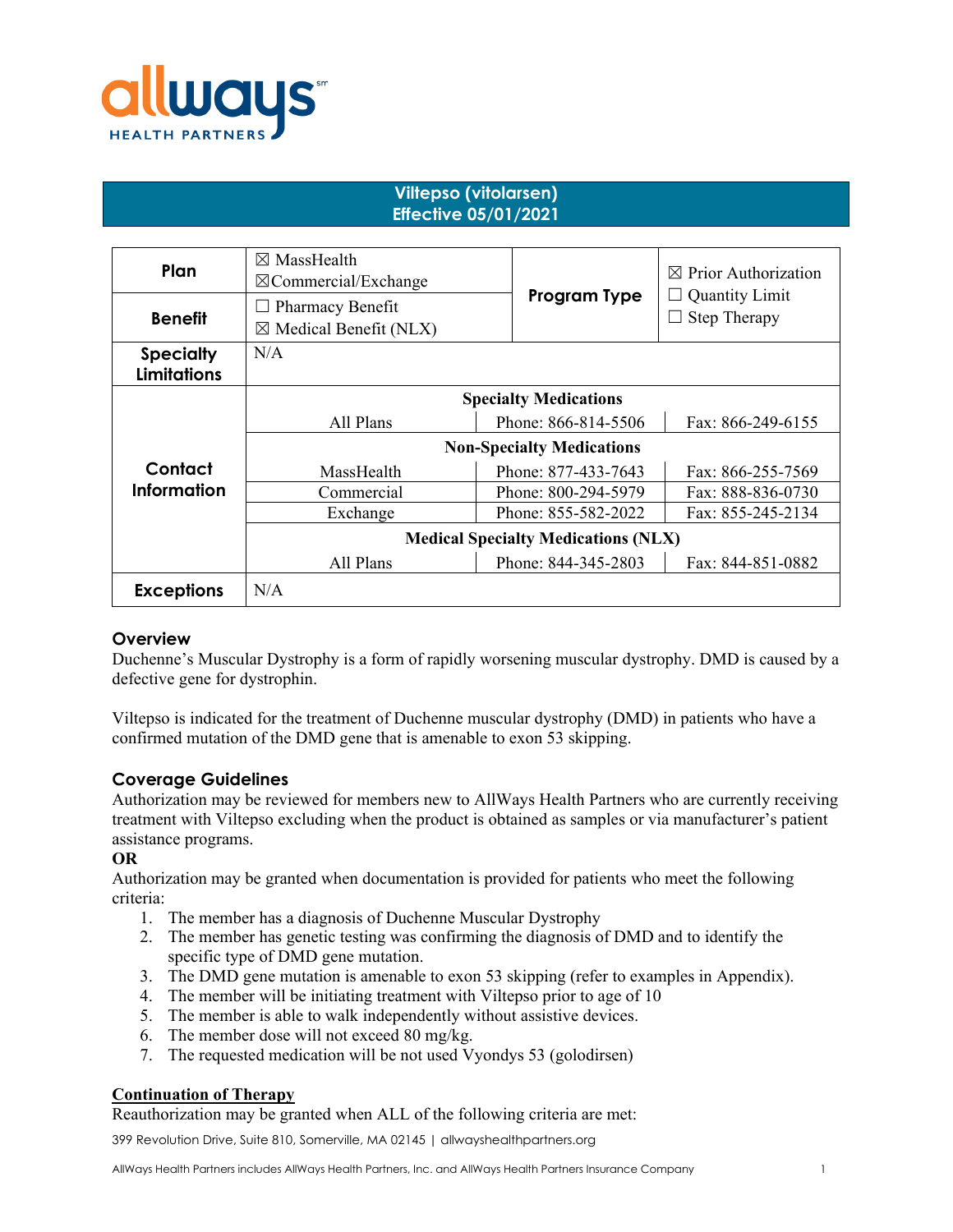allways HEALTH PARTNERS

# Viltepso (vitolarsen)
## Effective 05/01/2021

| Plan | ☒ MassHealth ☒Commercial/Exchange | Program Type | ☒ Prior Authorization ☐ Quantity Limit ☐ Step Therapy |
|---|---|---|---|
| Benefit | ☐ Pharmacy Benefit ☒ Medical Benefit (NLX) | | |
| Specialty Limitations | N/A | | |
| Contact Information | **Specialty Medications** | | |
| | All Plans | Phone: 866-814-5506 | Fax: 866-249-6155 |
| | **Non-Specialty Medications** | | |
| | MassHealth | Phone: 877-433-7643 | Fax: 866-255-7569 |
| | Commercial | Phone: 800-294-5979 | Fax: 888-836-0730 |
| | Exchange | Phone: 855-582-2022 | Fax: 855-245-2134 |
| | **Medical Specialty Medications (NLX)** | | |
| | All Plans | Phone: 844-345-2803 | Fax: 844-851-0882 |
| Exceptions | N/A | | |

### Overview

Duchenne's Muscular Dystrophy is a form of rapidly worsening muscular dystrophy. DMD is caused by a defective gene for dystrophin.

Viltepso is indicated for the treatment of Duchenne muscular dystrophy (DMD) in patients who have a confirmed mutation of the DMD gene that is amenable to exon 53 skipping.

### Coverage Guidelines

Authorization may be reviewed for members new to AllWays Health Partners who are currently receiving treatment with Viltepso excluding when the product is obtained as samples or via manufacturer's patient assistance programs.

**OR**

Authorization may be granted when documentation is provided for patients who meet the following criteria:

1. The member has a diagnosis of Duchenne Muscular Dystrophy
2. The member has genetic testing was confirming the diagnosis of DMD and to identify the specific type of DMD gene mutation.
3. The DMD gene mutation is amenable to exon 53 skipping (refer to examples in Appendix).
4. The member will be initiating treatment with Viltepso prior to age of 10
5. The member is able to walk independently without assistive devices.
6. The member dose will not exceed 80 mg/kg.
7. The requested medication will be not used Vyondys 53 (golodirsen)

**Continuation of Therapy**

Reauthorization may be granted when ALL of the following criteria are met:

399 Revolution Drive, Suite 810, Somerville, MA 02145 | allwayshealthpartners.org

AllWays Health Partners includes AllWays Health Partners, Inc. and AllWays Health Partners Insurance Company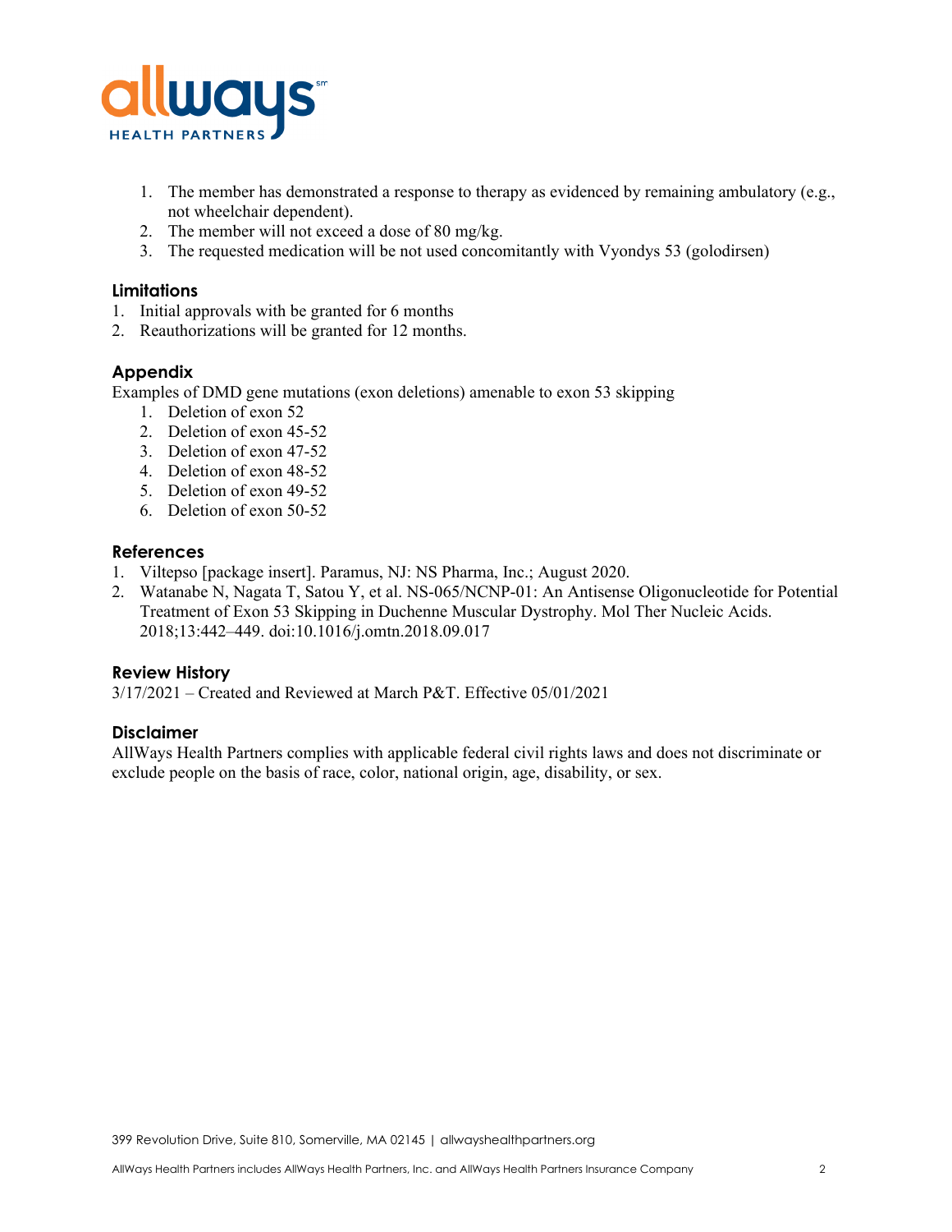1. The member has demonstrated a response to therapy as evidenced by remaining ambulatory (e.g., not wheelchair dependent).
2. The member will not exceed a dose of 80 mg/kg.
3. The requested medication will be not used concomitantly with Vyondys 53 (golodirsen)

## Limitations

1. Initial approvals with be granted for 6 months
2. Reauthorizations will be granted for 12 months.

## Appendix

Examples of DMD gene mutations (exon deletions) amenable to exon 53 skipping

1. Deletion of exon 52
2. Deletion of exon 45-52
3. Deletion of exon 47-52
4. Deletion of exon 48-52
5. Deletion of exon 49-52
6. Deletion of exon 50-52

## References

1. Viltepso [package insert]. Paramus, NJ: NS Pharma, Inc.; August 2020.
2. Watanabe N, Nagata T, Satou Y, et al. NS-065/NCNP-01: An Antisense Oligonucleotide for Potential Treatment of Exon 53 Skipping in Duchenne Muscular Dystrophy. Mol Ther Nucleic Acids. 2018;13:442–449. doi:10.1016/j.omtn.2018.09.017

## Review History

3/17/2021 – Created and Reviewed at March P&T. Effective 05/01/2021

## Disclaimer

AllWays Health Partners complies with applicable federal civil rights laws and does not discriminate or exclude people on the basis of race, color, national origin, age, disability, or sex.